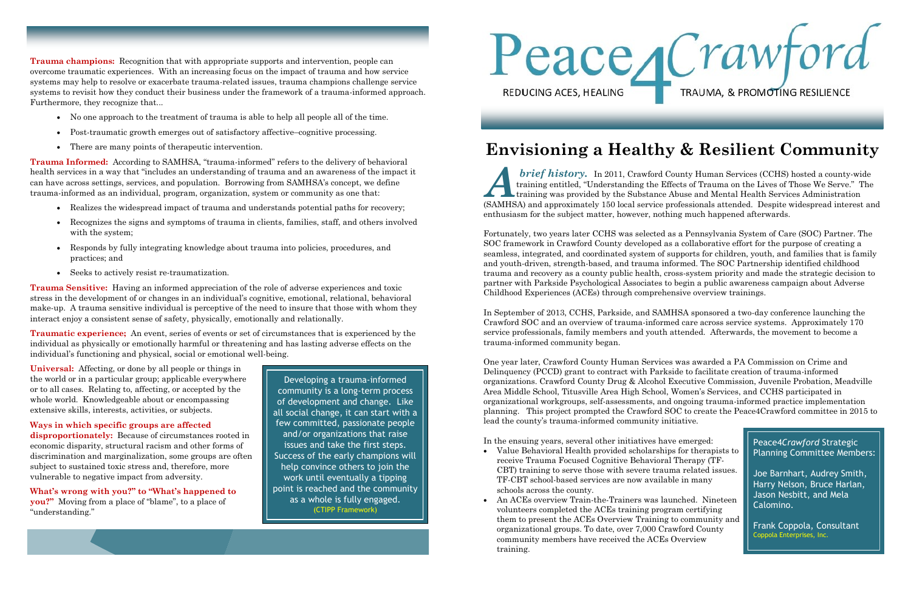# Peace4Crawford

REDUCING ACES, HEALING TRAUMA, & PROMOTING RESILIENCE

## Envisioning a Healthy & Resilient Community

***A brief history.*** In 2011, Crawford County Human Services (CCHS) hosted a county-wide training entitled, "Understanding the Effects of Trauma on the Lives of Those We Serve." The training was provided by the Substance Abuse and Mental Health Services Administration (SAMHSA) and approximately 150 local service professionals attended. Despite widespread interest and enthusiasm for the subject matter, however, nothing much happened afterwards.

Fortunately, two years later CCHS was selected as a Pennsylvania System of Care (SOC) Partner. The SOC framework in Crawford County developed as a collaborative effort for the purpose of creating a seamless, integrated, and coordinated system of supports for children, youth, and families that is family and youth-driven, strength-based, and trauma informed. The SOC Partnership identified childhood trauma and recovery as a county public health, cross-system priority and made the strategic decision to partner with Parkside Psychological Associates to begin a public awareness campaign about Adverse Childhood Experiences (ACEs) through comprehensive overview trainings.

In September of 2013, CCHS, Parkside, and SAMHSA sponsored a two-day conference launching the Crawford SOC and an overview of trauma-informed care across service systems. Approximately 170 service professionals, family members and youth attended. Afterwards, the movement to become a trauma-informed community began.

One year later, Crawford County Human Services was awarded a PA Commission on Crime and Delinquency (PCCD) grant to contract with Parkside to facilitate creation of trauma-informed organizations. Crawford County Drug & Alcohol Executive Commission, Juvenile Probation, Meadville Area Middle School, Titusville Area High School, Women's Services, and CCHS participated in organizational workgroups, self-assessments, and ongoing trauma-informed practice implementation planning. This project prompted the Crawford SOC to create the Peace4Crawford committee in 2015 to lead the county's trauma-informed community initiative.

In the ensuing years, several other initiatives have emerged:

- Value Behavioral Health provided scholarships for therapists to receive Trauma Focused Cognitive Behavioral Therapy (TF-CBT) training to serve those with severe trauma related issues. TF-CBT school-based services are now available in many schools across the county.
- An ACEs overview Train-the-Trainers was launched. Nineteen volunteers completed the ACEs training program certifying them to present the ACEs Overview Training to community and organizational groups. To date, over 7,000 Crawford County community members have received the ACEs Overview training.

Peace4*Crawford* Strategic Planning Committee Members:

Joe Barnhart, Audrey Smith, Harry Nelson, Bruce Harlan, Jason Nesbitt, and Mela Calomino.

Frank Coppola, Consultant
Coppola Enterprises, Inc.

**Trauma champions:** Recognition that with appropriate supports and intervention, people can overcome traumatic experiences. With an increasing focus on the impact of trauma and how service systems may help to resolve or exacerbate trauma-related issues, trauma champions challenge service systems to revisit how they conduct their business under the framework of a trauma-informed approach. Furthermore, they recognize that...

- No one approach to the treatment of trauma is able to help all people all of the time.
- Post-traumatic growth emerges out of satisfactory affective–cognitive processing.
- There are many points of therapeutic intervention.

**Trauma Informed:** According to SAMHSA, "trauma-informed" refers to the delivery of behavioral health services in a way that "includes an understanding of trauma and an awareness of the impact it can have across settings, services, and population. Borrowing from SAMHSA's concept, we define trauma-informed as an individual, program, organization, system or community as one that:

- Realizes the widespread impact of trauma and understands potential paths for recovery;
- Recognizes the signs and symptoms of trauma in clients, families, staff, and others involved with the system;
- Responds by fully integrating knowledge about trauma into policies, procedures, and practices; and
- Seeks to actively resist re-traumatization.

**Trauma Sensitive:** Having an informed appreciation of the role of adverse experiences and toxic stress in the development of or changes in an individual's cognitive, emotional, relational, behavioral make-up. A trauma sensitive individual is perceptive of the need to insure that those with whom they interact enjoy a consistent sense of safety, physically, emotionally and relationally.

**Traumatic experience;** An event, series of events or set of circumstances that is experienced by the individual as physically or emotionally harmful or threatening and has lasting adverse effects on the individual's functioning and physical, social or emotional well-being.

**Universal:** Affecting, or done by all people or things in the world or in a particular group; applicable everywhere or to all cases. Relating to, affecting, or accepted by the whole world. Knowledgeable about or encompassing extensive skills, interests, activities, or subjects.

**Ways in which specific groups are affected disproportionately:** Because of circumstances rooted in economic disparity, structural racism and other forms of discrimination and marginalization, some groups are often subject to sustained toxic stress and, therefore, more vulnerable to negative impact from adversity.

**What's wrong with you?" to "What's happened to you?"** Moving from a place of "blame", to a place of "understanding."

Developing a trauma-informed community is a long-term process of development and change. Like all social change, it can start with a few committed, passionate people and/or organizations that raise issues and take the first steps. Success of the early champions will help convince others to join the work until eventually a tipping point is reached and the community as a whole is fully engaged.
(CTIPP Framework)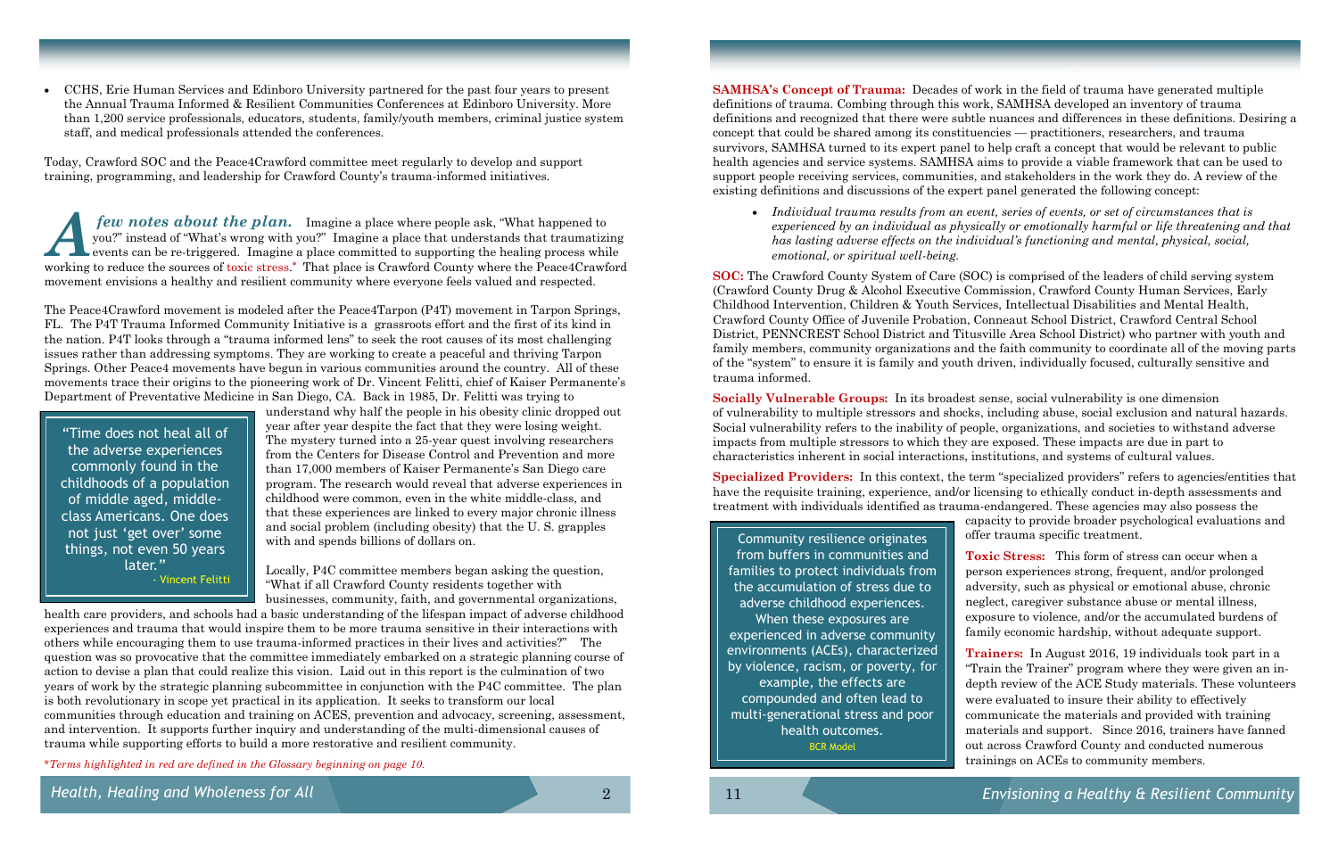- CCHS, Erie Human Services and Edinboro University partnered for the past four years to present the Annual Trauma Informed & Resilient Communities Conferences at Edinboro University. More than 1,200 service professionals, educators, students, family/youth members, criminal justice system staff, and medical professionals attended the conferences.

Today, Crawford SOC and the Peace4Crawford committee meet regularly to develop and support training, programming, and leadership for Crawford County's trauma-informed initiatives.

***A few notes about the plan.*** Imagine a place where people ask, "What happened to you?" instead of "What's wrong with you?" Imagine a place that understands that traumatizing events can be re-triggered. Imagine a place committed to supporting the healing process while working to reduce the sources of toxic stress.* That place is Crawford County where the Peace4Crawford movement envisions a healthy and resilient community where everyone feels valued and respected.

The Peace4Crawford movement is modeled after the Peace4Tarpon (P4T) movement in Tarpon Springs, FL. The P4T Trauma Informed Community Initiative is a grassroots effort and the first of its kind in the nation. P4T looks through a "trauma informed lens" to seek the root causes of its most challenging issues rather than addressing symptoms. They are working to create a peaceful and thriving Tarpon Springs. Other Peace4 movements have begun in various communities around the country. All of these movements trace their origins to the pioneering work of Dr. Vincent Felitti, chief of Kaiser Permanente's Department of Preventative Medicine in San Diego, CA. Back in 1985, Dr. Felitti was trying to understand why half the people in his obesity clinic dropped out year after year despite the fact that they were losing weight. The mystery turned into a 25-year quest involving researchers from the Centers for Disease Control and Prevention and more than 17,000 members of Kaiser Permanente's San Diego care program. The research would reveal that adverse experiences in childhood were common, even in the white middle-class, and that these experiences are linked to every major chronic illness and social problem (including obesity) that the U. S. grapples with and spends billions of dollars on.

> "Time does not heal all of the adverse experiences commonly found in the childhoods of a population of middle aged, middle-class Americans. One does not just 'get over' some things, not even 50 years later."
> – Vincent Felitti

Locally, P4C committee members began asking the question, "What if all Crawford County residents together with businesses, community, faith, and governmental organizations, health care providers, and schools had a basic understanding of the lifespan impact of adverse childhood experiences and trauma that would inspire them to be more trauma sensitive in their interactions with others while encouraging them to use trauma-informed practices in their lives and activities?" The question was so provocative that the committee immediately embarked on a strategic planning course of action to devise a plan that could realize this vision. Laid out in this report is the culmination of two years of work by the strategic planning subcommittee in conjunction with the P4C committee. The plan is both revolutionary in scope yet practical in its application. It seeks to transform our local communities through education and training on ACES, prevention and advocacy, screening, assessment, and intervention. It supports further inquiry and understanding of the multi-dimensional causes of trauma while supporting efforts to build a more restorative and resilient community.

**Terms highlighted in red are defined in the Glossary beginning on page 10.*

**SAMHSA's Concept of Trauma:** Decades of work in the field of trauma have generated multiple definitions of trauma. Combing through this work, SAMHSA developed an inventory of trauma definitions and recognized that there were subtle nuances and differences in these definitions. Desiring a concept that could be shared among its constituencies — practitioners, researchers, and trauma survivors, SAMHSA turned to its expert panel to help craft a concept that would be relevant to public health agencies and service systems. SAMHSA aims to provide a viable framework that can be used to support people receiving services, communities, and stakeholders in the work they do. A review of the existing definitions and discussions of the expert panel generated the following concept:

- *Individual trauma results from an event, series of events, or set of circumstances that is experienced by an individual as physically or emotionally harmful or life threatening and that has lasting adverse effects on the individual's functioning and mental, physical, social, emotional, or spiritual well-being.*

**SOC:** The Crawford County System of Care (SOC) is comprised of the leaders of child serving system (Crawford County Drug & Alcohol Executive Commission, Crawford County Human Services, Early Childhood Intervention, Children & Youth Services, Intellectual Disabilities and Mental Health, Crawford County Office of Juvenile Probation, Conneaut School District, Crawford Central School District, PENNCREST School District and Titusville Area School District) who partner with youth and family members, community organizations and the faith community to coordinate all of the moving parts of the "system" to ensure it is family and youth driven, individually focused, culturally sensitive and trauma informed.

**Socially Vulnerable Groups:** In its broadest sense, social vulnerability is one dimension of vulnerability to multiple stressors and shocks, including abuse, social exclusion and natural hazards. Social vulnerability refers to the inability of people, organizations, and societies to withstand adverse impacts from multiple stressors to which they are exposed. These impacts are due in part to characteristics inherent in social interactions, institutions, and systems of cultural values.

**Specialized Providers:** In this context, the term "specialized providers" refers to agencies/entities that have the requisite training, experience, and/or licensing to ethically conduct in-depth assessments and treatment with individuals identified as trauma-endangered. These agencies may also possess the capacity to provide broader psychological evaluations and offer trauma specific treatment.

> Community resilience originates from buffers in communities and families to protect individuals from the accumulation of stress due to adverse childhood experiences. When these exposures are experienced in adverse community environments (ACEs), characterized by violence, racism, or poverty, for example, the effects are compounded and often lead to multi-generational stress and poor health outcomes.
> BCR Model

**Toxic Stress:** This form of stress can occur when a person experiences strong, frequent, and/or prolonged adversity, such as physical or emotional abuse, chronic neglect, caregiver substance abuse or mental illness, exposure to violence, and/or the accumulated burdens of family economic hardship, without adequate support.

**Trainers:** In August 2016, 19 individuals took part in a "Train the Trainer" program where they were given an in-depth review of the ACE Study materials. These volunteers were evaluated to insure their ability to effectively communicate the materials and provided with training materials and support. Since 2016, trainers have fanned out across Crawford County and conducted numerous trainings on ACEs to community members.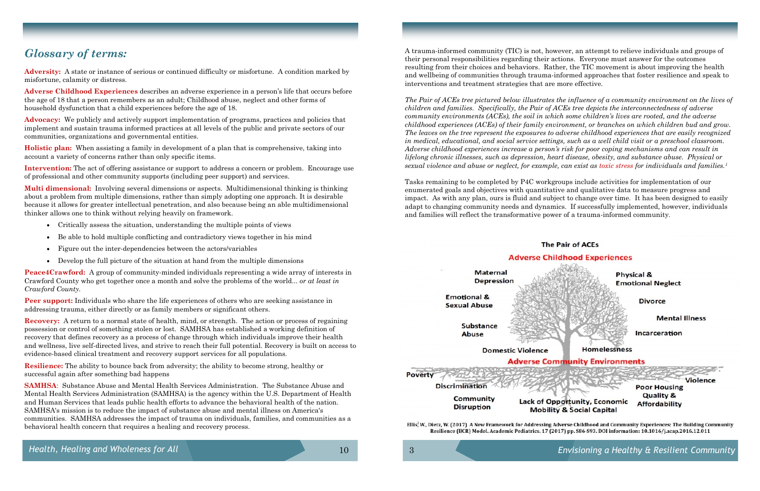## *Glossary of terms:*

**Adversity:** A state or instance of serious or continued difficulty or misfortune. A condition marked by misfortune, calamity or distress.

**Adverse Childhood Experiences** describes an adverse experience in a person's life that occurs before the age of 18 that a person remembers as an adult; Childhood abuse, neglect and other forms of household dysfunction that a child experiences before the age of 18.

**Advocacy:** We publicly and actively support implementation of programs, practices and policies that implement and sustain trauma informed practices at all levels of the public and private sectors of our communities, organizations and governmental entities.

**Holistic plan:** When assisting a family in development of a plan that is comprehensive, taking into account a variety of concerns rather than only specific items.

**Intervention:** The act of offering assistance or support to address a concern or problem. Encourage use of professional and other community supports (including peer support) and services.

**Multi dimensional:** Involving several dimensions or aspects. Multidimensional thinking is thinking about a problem from multiple dimensions, rather than simply adopting one approach. It is desirable because it allows for greater intellectual penetration, and also because being an able multidimensional thinker allows one to think without relying heavily on framework.

- Critically assess the situation, understanding the multiple points of views
- Be able to hold multiple conflicting and contradictory views together in his mind
- Figure out the inter-dependencies between the actors/variables
- Develop the full picture of the situation at hand from the multiple dimensions

**Peace4Crawford:** A group of community-minded individuals representing a wide array of interests in Crawford County who get together once a month and solve the problems of the world... *or at least in Crawford County.*

**Peer support:** Individuals who share the life experiences of others who are seeking assistance in addressing trauma, either directly or as family members or significant others.

**Recovery:** A return to a normal state of health, mind, or strength. The action or process of regaining possession or control of something stolen or lost. SAMHSA has established a working definition of recovery that defines recovery as a process of change through which individuals improve their health and wellness, live self-directed lives, and strive to reach their full potential. Recovery is built on access to evidence-based clinical treatment and recovery support services for all populations.

**Resilience:** The ability to bounce back from adversity; the ability to become strong, healthy or successful again after something bad happens

**SAMHSA**: Substance Abuse and Mental Health Services Administration. The Substance Abuse and Mental Health Services Administration (SAMHSA) is the agency within the U.S. Department of Health and Human Services that leads public health efforts to advance the behavioral health of the nation. SAMHSA's mission is to reduce the impact of substance abuse and mental illness on America's communities. SAMHSA addresses the impact of trauma on individuals, families, and communities as a behavioral health concern that requires a healing and recovery process.

A trauma-informed community (TIC) is not, however, an attempt to relieve individuals and groups of their personal responsibilities regarding their actions. Everyone must answer for the outcomes resulting from their choices and behaviors. Rather, the TIC movement is about improving the health and wellbeing of communities through trauma-informed approaches that foster resilience and speak to interventions and treatment strategies that are more effective.

*The Pair of ACEs tree pictured below illustrates the influence of a community environment on the lives of children and families. Specifically, the Pair of ACEs tree depicts the interconnectedness of adverse community environments (ACEs), the soil in which some children's lives are rooted, and the adverse childhood experiences (ACEs) of their family environment, or branches on which children bud and grow. The leaves on the tree represent the exposures to adverse childhood experiences that are easily recognized in medical, educational, and social service settings, such as a well child visit or a preschool classroom. Adverse childhood experiences increase a person's risk for poor coping mechanisms and can result in lifelong chronic illnesses, such as depression, heart disease, obesity, and substance abuse. Physical or sexual violence and abuse or neglect, for example, can exist as toxic stress for individuals and families.*[1]

Tasks remaining to be completed by P4C workgroups include activities for implementation of our enumerated goals and objectives with quantitative and qualitative data to measure progress and impact. As with any plan, ours is fluid and subject to change over time. It has been designed to easily adapt to changing community needs and dynamics. If successfully implemented, however, individuals and families will reflect the transformative power of a trauma-informed community.

**The Pair of ACEs**

**Adverse Childhood Experiences**: Maternal Depression; Physical & Emotional Neglect; Emotional & Sexual Abuse; Divorce; Mental Illness; Substance Abuse; Incarceration; Domestic Violence; Homelessness

**Adverse Community Environments**: Poverty; Violence; Discrimination; Poor Housing Quality & Affordability; Community Disruption; Lack of Opportunity, Economic Mobility & Social Capital

Ellis, W., Dietz, W. (2017) A New Framework for Addressing Adverse Childhood and Community Experiences: The Building Community Resilience (BCR) Model. Academic Pediatrics. 17 (2017) pp. S86-S93. DOI information: 10.1016/j.acap.2016.12.011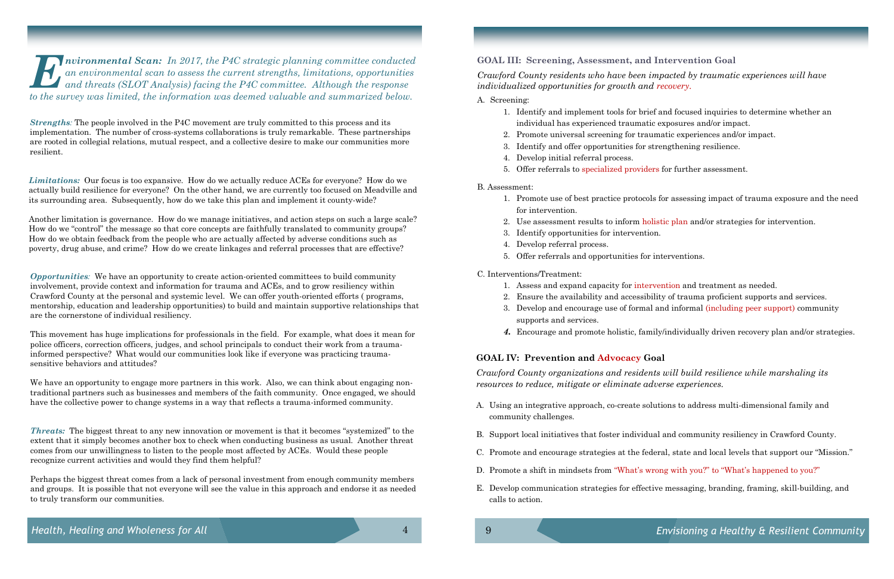***Environmental Scan:** In 2017, the P4C strategic planning committee conducted an environmental scan to assess the current strengths, limitations, opportunities and threats (SLOT Analysis) facing the P4C committee. Although the response to the survey was limited, the information was deemed valuable and summarized below.*

***Strengths**:* The people involved in the P4C movement are truly committed to this process and its implementation. The number of cross-systems collaborations is truly remarkable. These partnerships are rooted in collegial relations, mutual respect, and a collective desire to make our communities more resilient.

***Limitations:*** Our focus is too expansive. How do we actually reduce ACEs for everyone? How do we actually build resilience for everyone? On the other hand, we are currently too focused on Meadville and its surrounding area. Subsequently, how do we take this plan and implement it county-wide?

Another limitation is governance. How do we manage initiatives, and action steps on such a large scale? How do we "control" the message so that core concepts are faithfully translated to community groups? How do we obtain feedback from the people who are actually affected by adverse conditions such as poverty, drug abuse, and crime? How do we create linkages and referral processes that are effective?

***Opportunities**:* We have an opportunity to create action-oriented committees to build community involvement, provide context and information for trauma and ACEs, and to grow resiliency within Crawford County at the personal and systemic level. We can offer youth-oriented efforts ( programs, mentorship, education and leadership opportunities) to build and maintain supportive relationships that are the cornerstone of individual resiliency.

This movement has huge implications for professionals in the field. For example, what does it mean for police officers, correction officers, judges, and school principals to conduct their work from a trauma-informed perspective? What would our communities look like if everyone was practicing trauma-sensitive behaviors and attitudes?

We have an opportunity to engage more partners in this work. Also, we can think about engaging non-traditional partners such as businesses and members of the faith community. Once engaged, we should have the collective power to change systems in a way that reflects a trauma-informed community.

***Threats:*** The biggest threat to any new innovation or movement is that it becomes "systemized" to the extent that it simply becomes another box to check when conducting business as usual. Another threat comes from our unwillingness to listen to the people most affected by ACEs. Would these people recognize current activities and would they find them helpful?

Perhaps the biggest threat comes from a lack of personal investment from enough community members and groups. It is possible that not everyone will see the value in this approach and endorse it as needed to truly transform our communities.

## GOAL III: Screening, Assessment, and Intervention Goal

*Crawford County residents who have been impacted by traumatic experiences will have individualized opportunities for growth and recovery.*

A. Screening:

1. Identify and implement tools for brief and focused inquiries to determine whether an individual has experienced traumatic exposures and/or impact.
2. Promote universal screening for traumatic experiences and/or impact.
3. Identify and offer opportunities for strengthening resilience.
4. Develop initial referral process.
5. Offer referrals to specialized providers for further assessment.

B. Assessment:

1. Promote use of best practice protocols for assessing impact of trauma exposure and the need for intervention.
2. Use assessment results to inform holistic plan and/or strategies for intervention.
3. Identify opportunities for intervention.
4. Develop referral process.
5. Offer referrals and opportunities for interventions.

C. Interventions/Treatment:

1. Assess and expand capacity for intervention and treatment as needed.
2. Ensure the availability and accessibility of trauma proficient supports and services.
3. Develop and encourage use of formal and informal (including peer support) community supports and services.
4. Encourage and promote holistic, family/individually driven recovery plan and/or strategies.

## GOAL IV: Prevention and Advocacy Goal

*Crawford County organizations and residents will build resilience while marshaling its resources to reduce, mitigate or eliminate adverse experiences.*

A. Using an integrative approach, co-create solutions to address multi-dimensional family and community challenges.

B. Support local initiatives that foster individual and community resiliency in Crawford County.

C. Promote and encourage strategies at the federal, state and local levels that support our "Mission."

D. Promote a shift in mindsets from "What's wrong with you?" to "What's happened to you?"

E. Develop communication strategies for effective messaging, branding, framing, skill-building, and calls to action.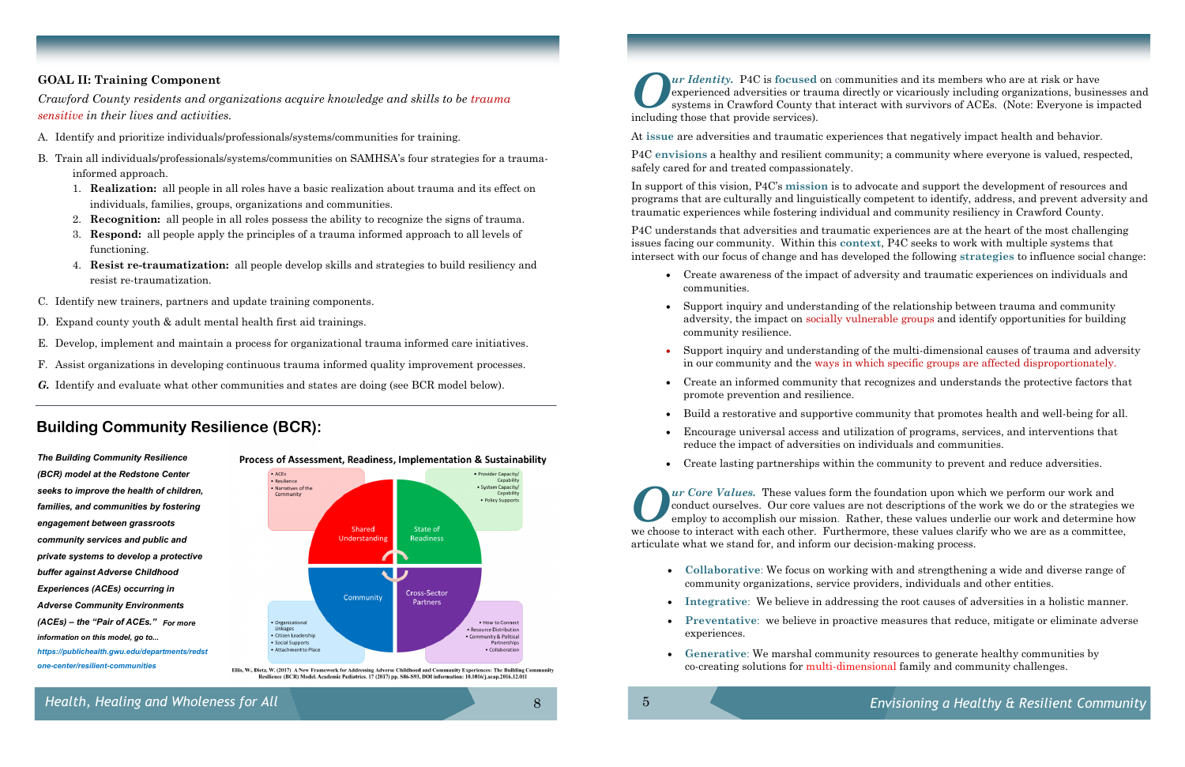**GOAL II: Training Component**

*Crawford County residents and organizations acquire knowledge and skills to be trauma sensitive in their lives and activities.*

A. Identify and prioritize individuals/professionals/systems/communities for training.

B. Train all individuals/professionals/systems/communities on SAMHSA's four strategies for a trauma-informed approach.

1. **Realization:** all people in all roles have a basic realization about trauma and its effect on individuals, families, groups, organizations and communities.
2. **Recognition:** all people in all roles possess the ability to recognize the signs of trauma.
3. **Respond:** all people apply the principles of a trauma informed approach to all levels of functioning.
4. **Resist re-traumatization:** all people develop skills and strategies to build resiliency and resist re-traumatization.

C. Identify new trainers, partners and update training components.

D. Expand county youth & adult mental health first aid trainings.

E. Develop, implement and maintain a process for organizational trauma informed care initiatives.

F. Assist organizations in developing continuous trauma informed quality improvement processes.

***G.*** Identify and evaluate what other communities and states are doing (see BCR model below).

## Building Community Resilience (BCR):

***The Building Community Resilience (BCR) model at the Redstone Center seeks to improve the health of children, families, and communities by fostering engagement between grassroots community services and public and private systems to develop a protective buffer against Adverse Childhood Experiences (ACEs) occurring in Adverse Community Environments (ACEs) – the "Pair of ACEs."*** *For more information on this model, go to... https://publichealth.gwu.edu/departments/redstone-center/resilient-communities*

**Process of Assessment, Readiness, Implementation & Sustainability**

- Shared Understanding: ACEs; Resilience; Narratives of the Community
- State of Readiness: Provider Capacity/Capability; System Capacity/Capability; Policy Supports
- Community: Organizational Linkages; Citizen Leadership; Social Supports; Attachment to Place
- Cross-Sector Partners: How to Connect; Resource Distribution; Community & Political Partnerships; Collaboration

Ellis, W., Dietz, W. (2017) A New Framework for Addressing Adverse Childhood and Community Experiences: The Building Community Resilience (BCR) Model. Academic Pediatrics. 17 (2017) pp. S86-S93. DOI information: 10.1016/j.acap.2016.12.011

***Our Identity.*** P4C is **focused** on communities and its members who are at risk or have experienced adversities or trauma directly or vicariously including organizations, businesses and systems in Crawford County that interact with survivors of ACEs. (Note: Everyone is impacted including those that provide services).

At **issue** are adversities and traumatic experiences that negatively impact health and behavior.

P4C **envisions** a healthy and resilient community; a community where everyone is valued, respected, safely cared for and treated compassionately.

In support of this vision, P4C's **mission** is to advocate and support the development of resources and programs that are culturally and linguistically competent to identify, address, and prevent adversity and traumatic experiences while fostering individual and community resiliency in Crawford County.

P4C understands that adversities and traumatic experiences are at the heart of the most challenging issues facing our community. Within this **context**, P4C seeks to work with multiple systems that intersect with our focus of change and has developed the following **strategies** to influence social change:

- Create awareness of the impact of adversity and traumatic experiences on individuals and communities.
- Support inquiry and understanding of the relationship between trauma and community adversity, the impact on socially vulnerable groups and identify opportunities for building community resilience.
- Support inquiry and understanding of the multi-dimensional causes of trauma and adversity in our community and the ways in which specific groups are affected disproportionately.
- Create an informed community that recognizes and understands the protective factors that promote prevention and resilience.
- Build a restorative and supportive community that promotes health and well-being for all.
- Encourage universal access and utilization of programs, services, and interventions that reduce the impact of adversities on individuals and communities.
- Create lasting partnerships within the community to prevent and reduce adversities.

***Our Core Values.*** These values form the foundation upon which we perform our work and conduct ourselves. Our core values are not descriptions of the work we do or the strategies we employ to accomplish our mission. Rather, these values underlie our work and determine how we choose to interact with each other. Furthermore, these values clarify who we are as a committee, articulate what we stand for, and inform our decision-making process.

- **Collaborative**: We focus on working with and strengthening a wide and diverse range of community organizations, service providers, individuals and other entities.
- **Integrative**: We believe in addressing the root causes of adversities in a holistic manner.
- **Preventative**: we believe in proactive measures that reduce, mitigate or eliminate adverse experiences.
- **Generative**: We marshal community resources to generate healthy communities by co-creating solutions for multi-dimensional family and community challenges.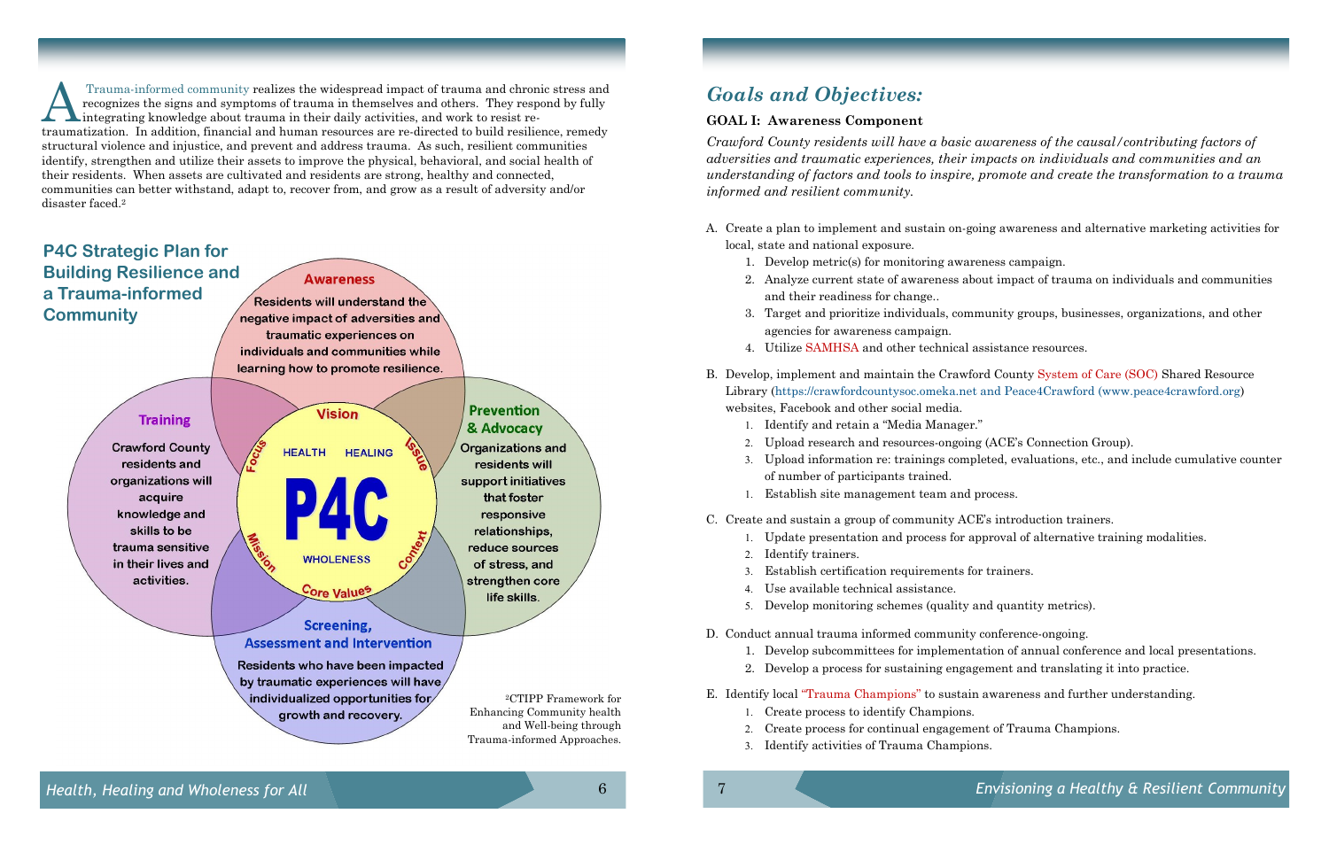A Trauma-informed community realizes the widespread impact of trauma and chronic stress and recognizes the signs and symptoms of trauma in themselves and others. They respond by fully integrating knowledge about trauma in their daily activities, and work to resist re-traumatization. In addition, financial and human resources are re-directed to build resilience, remedy structural violence and injustice, and prevent and address trauma. As such, resilient communities identify, strengthen and utilize their assets to improve the physical, behavioral, and social health of their residents. When assets are cultivated and residents are strong, healthy and connected, communities can better withstand, adapt to, recover from, and grow as a result of adversity and/or disaster faced.[2]

## P4C Strategic Plan for Building Resilience and a Trauma-informed Community

**Awareness**
Residents will understand the negative impact of adversities and traumatic experiences on individuals and communities while learning how to promote resilience.

**Training**
Crawford County residents and organizations will acquire knowledge and skills to be trauma sensitive in their lives and activities.

**Prevention & Advocacy**
Organizations and residents will support initiatives that foster responsive relationships, reduce sources of stress, and strengthen core life skills.

**Screening, Assessment and Intervention**
Residents who have been impacted by traumatic experiences will have individualized opportunities for growth and recovery.

Vision

Focus

Issue

HEALTH HEALING

P4C

WHOLENESS

Mission

Context

Core Values

[2]CTIPP Framework for Enhancing Community health and Well-being through Trauma-informed Approaches.

## *Goals and Objectives:*

### GOAL I: Awareness Component

*Crawford County residents will have a basic awareness of the causal/contributing factors of adversities and traumatic experiences, their impacts on individuals and communities and an understanding of factors and tools to inspire, promote and create the transformation to a trauma informed and resilient community.*

A. Create a plan to implement and sustain on-going awareness and alternative marketing activities for local, state and national exposure.
   1. Develop metric(s) for monitoring awareness campaign.
   2. Analyze current state of awareness about impact of trauma on individuals and communities and their readiness for change..
   3. Target and prioritize individuals, community groups, businesses, organizations, and other agencies for awareness campaign.
   4. Utilize SAMHSA and other technical assistance resources.

B. Develop, implement and maintain the Crawford County System of Care (SOC) Shared Resource Library (https://crawfordcountysoc.omeka.net and Peace4Crawford (www.peace4crawford.org) websites, Facebook and other social media.
   1. Identify and retain a "Media Manager."
   2. Upload research and resources-ongoing (ACE's Connection Group).
   3. Upload information re: trainings completed, evaluations, etc., and include cumulative counter of number of participants trained.
   1. Establish site management team and process.

C. Create and sustain a group of community ACE's introduction trainers.
   1. Update presentation and process for approval of alternative training modalities.
   2. Identify trainers.
   3. Establish certification requirements for trainers.
   4. Use available technical assistance.
   5. Develop monitoring schemes (quality and quantity metrics).

D. Conduct annual trauma informed community conference-ongoing.
   1. Develop subcommittees for implementation of annual conference and local presentations.
   2. Develop a process for sustaining engagement and translating it into practice.

E. Identify local "Trauma Champions" to sustain awareness and further understanding.
   1. Create process to identify Champions.
   2. Create process for continual engagement of Trauma Champions.
   3. Identify activities of Trauma Champions.